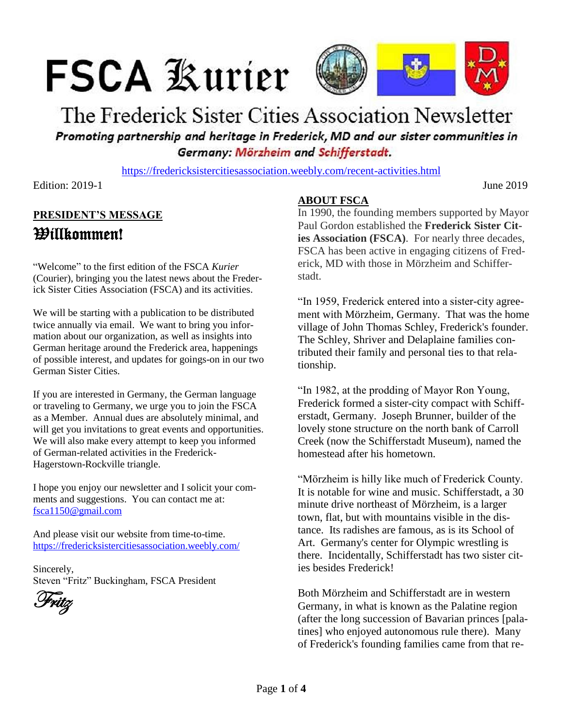# FSCA Kurier

## The Frederick Sister Cities Association Newsletter

***Promoting partnership and heritage in Frederick, MD and our sister communities in Germany: Mörzheim and Schifferstadt.***

https://fredericksistercitiesassociation.weebly.com/recent-activities.html

Edition: 2019-1

June 2019

### PRESIDENT'S MESSAGE

## Willkommen!

"Welcome" to the first edition of the FSCA *Kurier* (Courier), bringing you the latest news about the Frederick Sister Cities Association (FSCA) and its activities.

We will be starting with a publication to be distributed twice annually via email. We want to bring you information about our organization, as well as insights into German heritage around the Frederick area, happenings of possible interest, and updates for goings-on in our two German Sister Cities.

If you are interested in Germany, the German language or traveling to Germany, we urge you to join the FSCA as a Member. Annual dues are absolutely minimal, and will get you invitations to great events and opportunities. We will also make every attempt to keep you informed of German-related activities in the Frederick-Hagerstown-Rockville triangle.

I hope you enjoy our newsletter and I solicit your comments and suggestions. You can contact me at: fsca1150@gmail.com

And please visit our website from time-to-time. https://fredericksistercitiesassociation.weebly.com/

Sincerely,
Steven "Fritz" Buckingham, FSCA President

*Fritz*

### ABOUT FSCA

In 1990, the founding members supported by Mayor Paul Gordon established the **Frederick Sister Cities Association (FSCA)**. For nearly three decades, FSCA has been active in engaging citizens of Frederick, MD with those in Mörzheim and Schifferstadt.

"In 1959, Frederick entered into a sister-city agreement with Mörzheim, Germany. That was the home village of John Thomas Schley, Frederick's founder. The Schley, Shriver and Delaplaine families contributed their family and personal ties to that relationship.

"In 1982, at the prodding of Mayor Ron Young, Frederick formed a sister-city compact with Schifferstadt, Germany. Joseph Brunner, builder of the lovely stone structure on the north bank of Carroll Creek (now the Schifferstadt Museum), named the homestead after his hometown.

"Mörzheim is hilly like much of Frederick County. It is notable for wine and music. Schifferstadt, a 30 minute drive northeast of Mörzheim, is a larger town, flat, but with mountains visible in the distance. Its radishes are famous, as is its School of Art. Germany's center for Olympic wrestling is there. Incidentally, Schifferstadt has two sister cities besides Frederick!

Both Mörzheim and Schifferstadt are in western Germany, in what is known as the Palatine region (after the long succession of Bavarian princes [palatines] who enjoyed autonomous rule there). Many of Frederick's founding families came from that re-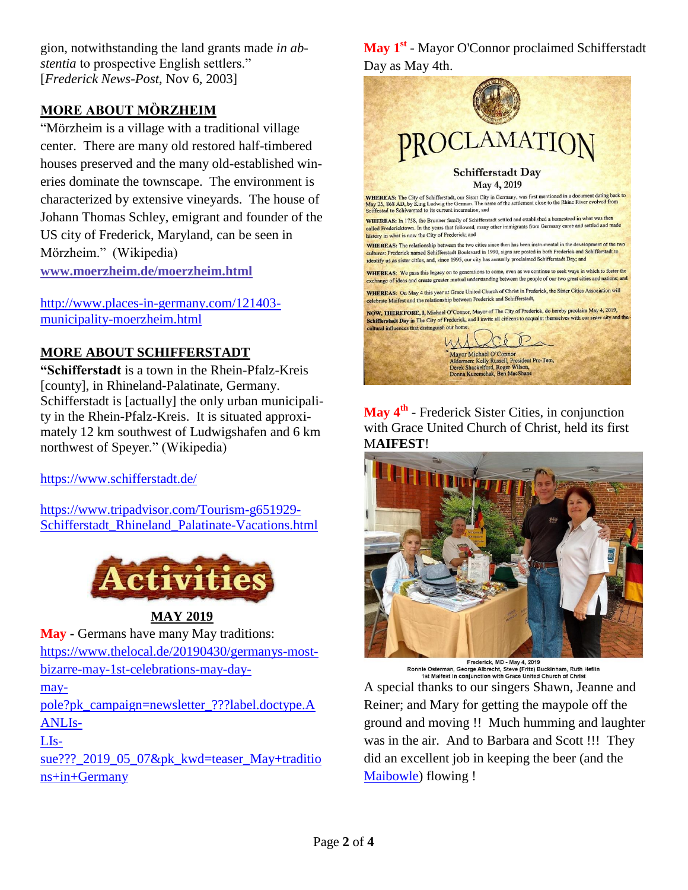gion, notwithstanding the land grants made *in absentia* to prospective English settlers." [*Frederick News-Post*, Nov 6, 2003]

## MORE ABOUT MÒRZHEIM

"Mörzheim is a village with a traditional village center. There are many old restored half-timbered houses preserved and the many old-established wineries dominate the townscape. The environment is characterized by extensive vineyards. The house of Johann Thomas Schley, emigrant and founder of the US city of Frederick, Maryland, can be seen in Mörzheim." (Wikipedia)

**www.moerzheim.de/moerzheim.html**

http://www.places-in-germany.com/121403-municipality-moerzheim.html

## MORE ABOUT SCHIFFERSTADT

**"Schifferstadt** is a town in the Rhein-Pfalz-Kreis [county], in Rhineland-Palatinate, Germany. Schifferstadt is [actually] the only urban municipality in the Rhein-Pfalz-Kreis. It is situated approximately 12 km southwest of Ludwigshafen and 6 km northwest of Speyer." (Wikipedia)

https://www.schifferstadt.de/

https://www.tripadvisor.com/Tourism-g651929-Schifferstadt_Rhineland_Palatinate-Vacations.html

# Activities

## MAY 2019

**May** - Germans have many May traditions: https://www.thelocal.de/20190430/germanys-most-bizarre-may-1st-celebrations-may-day-may-pole?pk_campaign=newsletter_???label.doctype.AANLIs-LIs-sue???_2019_05_07&pk_kwd=teaser_May+traditions+in+Germany

**May 1st** - Mayor O'Connor proclaimed Schifferstadt Day as May 4th.

**May 4th** - Frederick Sister Cities, in conjunction with Grace United Church of Christ, held its first M**AIFEST**!

Frederick, MD - May 4, 2019
Ronnie Osterman, George Albrecht, Steve (Fritz) Buckinham, Ruth Heflin
1st Maifest in conjunction with Grace United Church of Christ

A special thanks to our singers Shawn, Jeanne and Reiner; and Mary for getting the maypole off the ground and moving !! Much humming and laughter was in the air. And to Barbara and Scott !!! They did an excellent job in keeping the beer (and the Maibowle) flowing !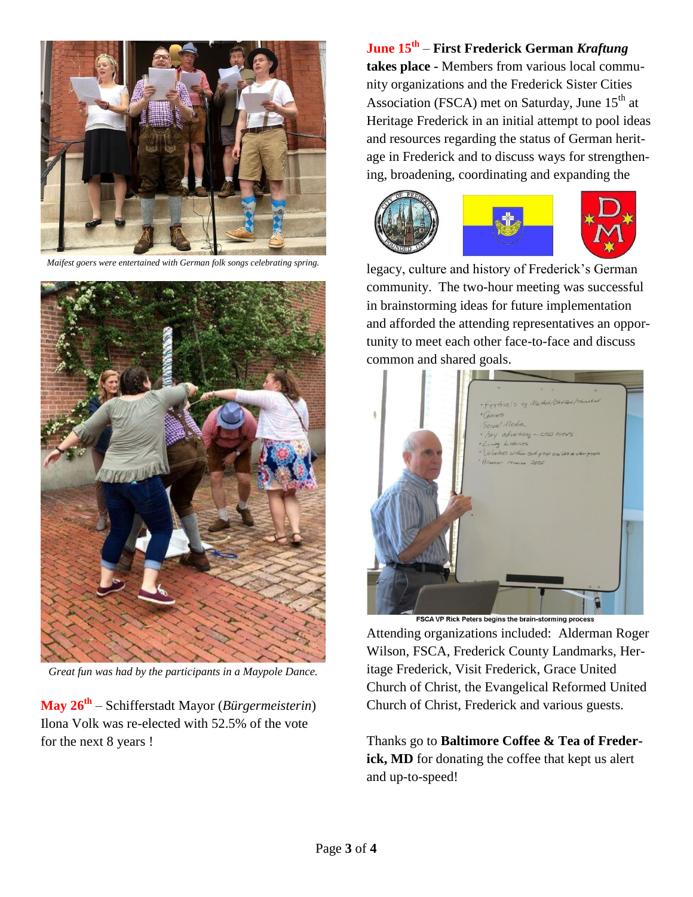*Maifest goers were entertained with German folk songs celebrating spring.*

*Great fun was had by the participants in a Maypole Dance.*

**May 26th** – Schifferstadt Mayor (*Bürgermeisterin*) Ilona Volk was re-elected with 52.5% of the vote for the next 8 years !

**June 15th** – **First Frederick German *Kraftung* takes place** - Members from various local community organizations and the Frederick Sister Cities Association (FSCA) met on Saturday, June 15th at Heritage Frederick in an initial attempt to pool ideas and resources regarding the status of German heritage in Frederick and to discuss ways for strengthening, broadening, coordinating and expanding the legacy, culture and history of Frederick's German community. The two-hour meeting was successful in brainstorming ideas for future implementation and afforded the attending representatives an opportunity to meet each other face-to-face and discuss common and shared goals.

FSCA VP Rick Peters begins the brain-storming process

Attending organizations included: Alderman Roger Wilson, FSCA, Frederick County Landmarks, Heritage Frederick, Visit Frederick, Grace United Church of Christ, the Evangelical Reformed United Church of Christ, Frederick and various guests.

Thanks go to **Baltimore Coffee & Tea of Frederick, MD** for donating the coffee that kept us alert and up-to-speed!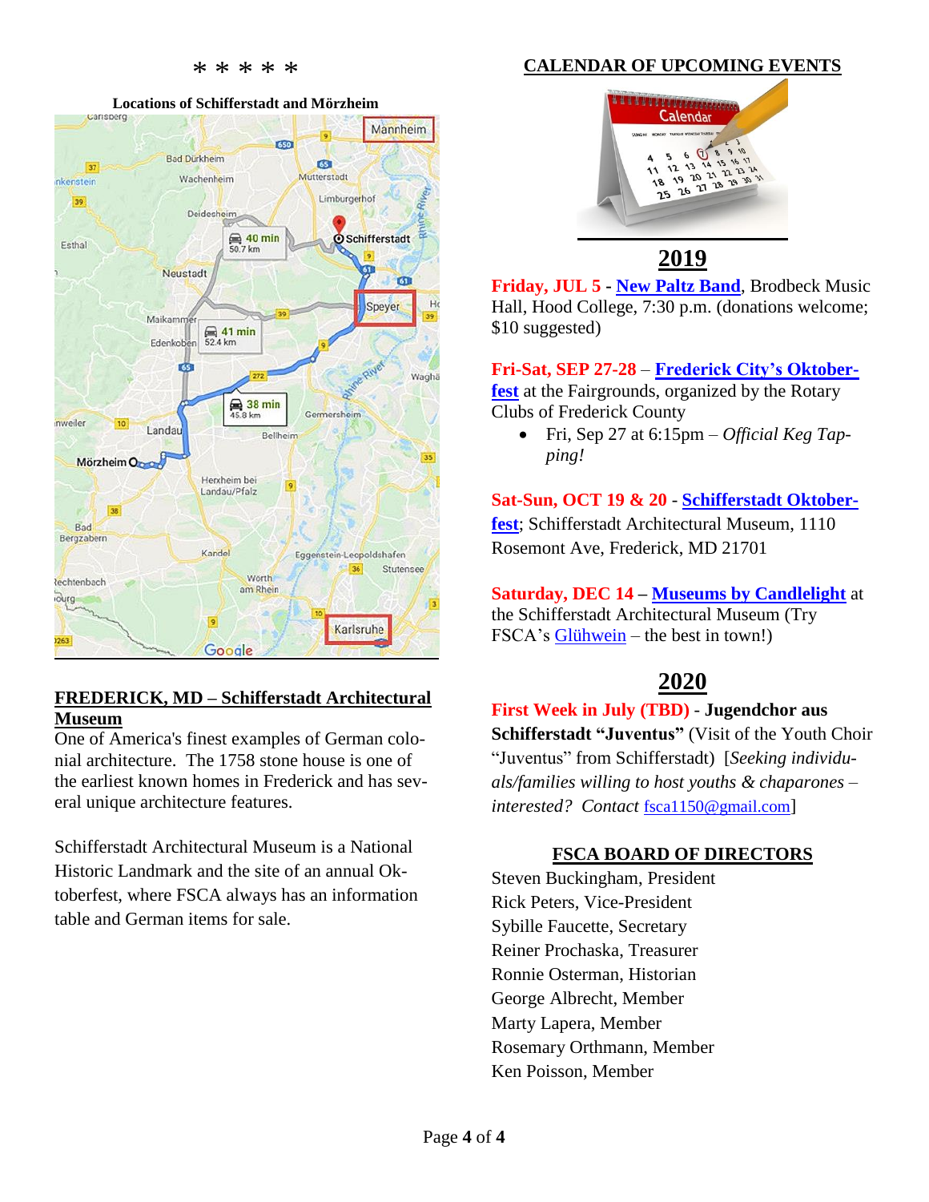\* \* \* \* \*

**Locations of Schifferstadt and Mörzheim**

Mannheim

Schifferstadt

40 min
50.7 km

41 min
52.4 km

38 min
45.8 km

Speyer

Mörzheim

Karlsruhe

## FREDERICK, MD – Schifferstadt Architectural Museum

One of America's finest examples of German colonial architecture. The 1758 stone house is one of the earliest known homes in Frederick and has several unique architecture features.

Schifferstadt Architectural Museum is a National Historic Landmark and the site of an annual Oktoberfest, where FSCA always has an information table and German items for sale.

## CALENDAR OF UPCOMING EVENTS

## 2019

**Friday, JUL 5** - **New Paltz Band**, Brodbeck Music Hall, Hood College, 7:30 p.m. (donations welcome; $10 suggested)

**Fri-Sat, SEP 27-28** – **Frederick City's Oktoberfest** at the Fairgrounds, organized by the Rotary Clubs of Frederick County

- Fri, Sep 27 at 6:15pm – *Official Keg Tapping!*

**Sat-Sun, OCT 19 & 20** - **Schifferstadt Oktoberfest**; Schifferstadt Architectural Museum, 1110 Rosemont Ave, Frederick, MD 21701

**Saturday, DEC 14 – Museums by Candlelight** at the Schifferstadt Architectural Museum (Try FSCA's Glühwein – the best in town!)

## 2020

**First Week in July (TBD)** - **Jugendchor aus Schifferstadt "Juventus"** (Visit of the Youth Choir "Juventus" from Schifferstadt) [*Seeking individuals/families willing to host youths & chaparones – interested? Contact* fsca1150@gmail.com]

## FSCA BOARD OF DIRECTORS

Steven Buckingham, President
Rick Peters, Vice-President
Sybille Faucette, Secretary
Reiner Prochaska, Treasurer
Ronnie Osterman, Historian
George Albrecht, Member
Marty Lapera, Member
Rosemary Orthmann, Member
Ken Poisson, Member